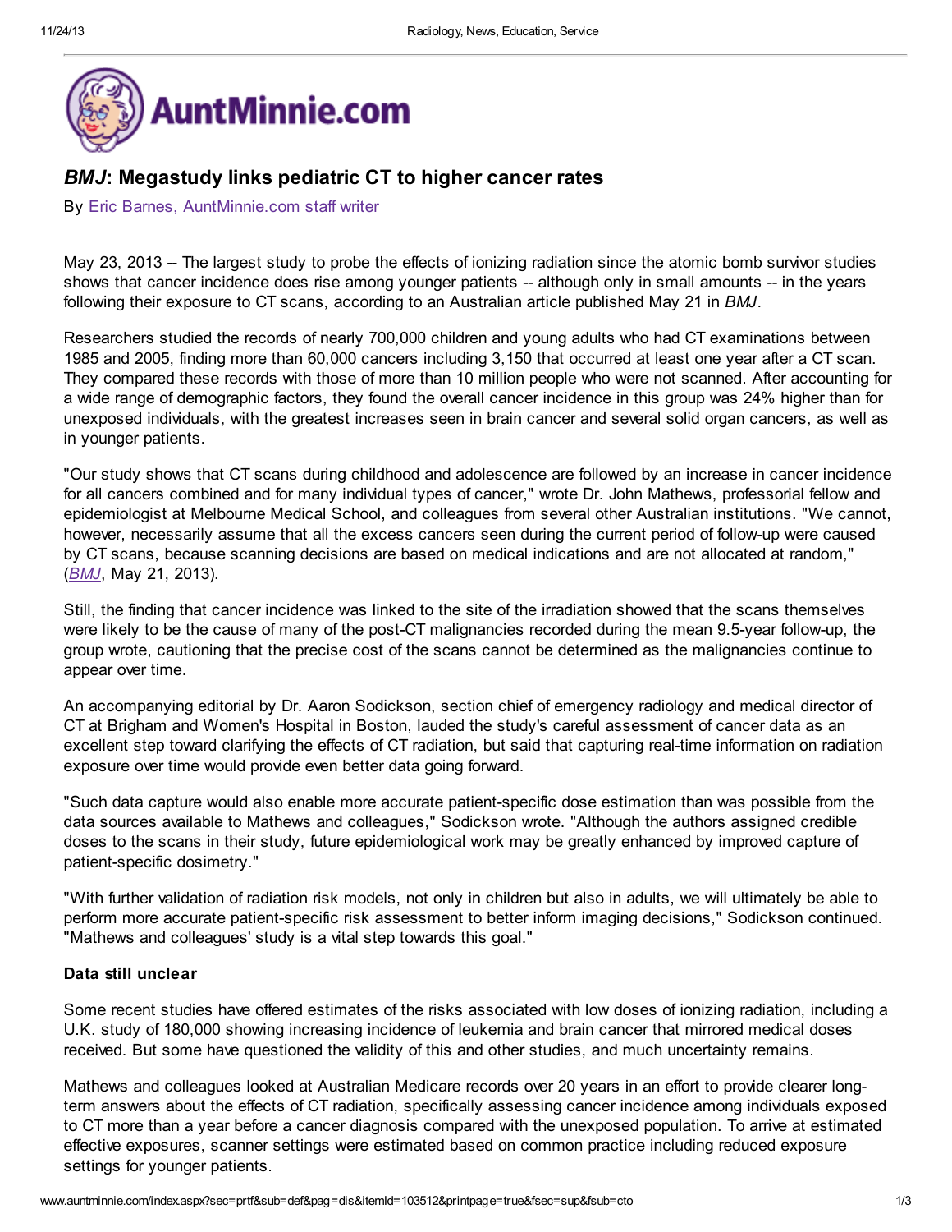# *BMJ*: Megastudy links pediatric CT to higher cancer rates

By Eric Barnes, AuntMinnie.com staff writer

May 23, 2013 -- The largest study to probe the effects of ionizing radiation since the atomic bomb survivor studies shows that cancer incidence does rise among younger patients -- although only in small amounts -- in the years following their exposure to CT scans, according to an Australian article published May 21 in *BMJ*.

Researchers studied the records of nearly 700,000 children and young adults who had CT examinations between 1985 and 2005, finding more than 60,000 cancers including 3,150 that occurred at least one year after a CT scan. They compared these records with those of more than 10 million people who were not scanned. After accounting for a wide range of demographic factors, they found the overall cancer incidence in this group was 24% higher than for unexposed individuals, with the greatest increases seen in brain cancer and several solid organ cancers, as well as in younger patients.

"Our study shows that CT scans during childhood and adolescence are followed by an increase in cancer incidence for all cancers combined and for many individual types of cancer," wrote Dr. John Mathews, professorial fellow and epidemiologist at Melbourne Medical School, and colleagues from several other Australian institutions. "We cannot, however, necessarily assume that all the excess cancers seen during the current period of follow-up were caused by CT scans, because scanning decisions are based on medical indications and are not allocated at random," (*BMJ*, May 21, 2013).

Still, the finding that cancer incidence was linked to the site of the irradiation showed that the scans themselves were likely to be the cause of many of the post-CT malignancies recorded during the mean 9.5-year follow-up, the group wrote, cautioning that the precise cost of the scans cannot be determined as the malignancies continue to appear over time.

An accompanying editorial by Dr. Aaron Sodickson, section chief of emergency radiology and medical director of CT at Brigham and Women's Hospital in Boston, lauded the study's careful assessment of cancer data as an excellent step toward clarifying the effects of CT radiation, but said that capturing real-time information on radiation exposure over time would provide even better data going forward.

"Such data capture would also enable more accurate patient-specific dose estimation than was possible from the data sources available to Mathews and colleagues," Sodickson wrote. "Although the authors assigned credible doses to the scans in their study, future epidemiological work may be greatly enhanced by improved capture of patient-specific dosimetry."

"With further validation of radiation risk models, not only in children but also in adults, we will ultimately be able to perform more accurate patient-specific risk assessment to better inform imaging decisions," Sodickson continued. "Mathews and colleagues' study is a vital step towards this goal."

**Data still unclear**

Some recent studies have offered estimates of the risks associated with low doses of ionizing radiation, including a U.K. study of 180,000 showing increasing incidence of leukemia and brain cancer that mirrored medical doses received. But some have questioned the validity of this and other studies, and much uncertainty remains.

Mathews and colleagues looked at Australian Medicare records over 20 years in an effort to provide clearer long-term answers about the effects of CT radiation, specifically assessing cancer incidence among individuals exposed to CT more than a year before a cancer diagnosis compared with the unexposed population. To arrive at estimated effective exposures, scanner settings were estimated based on common practice including reduced exposure settings for younger patients.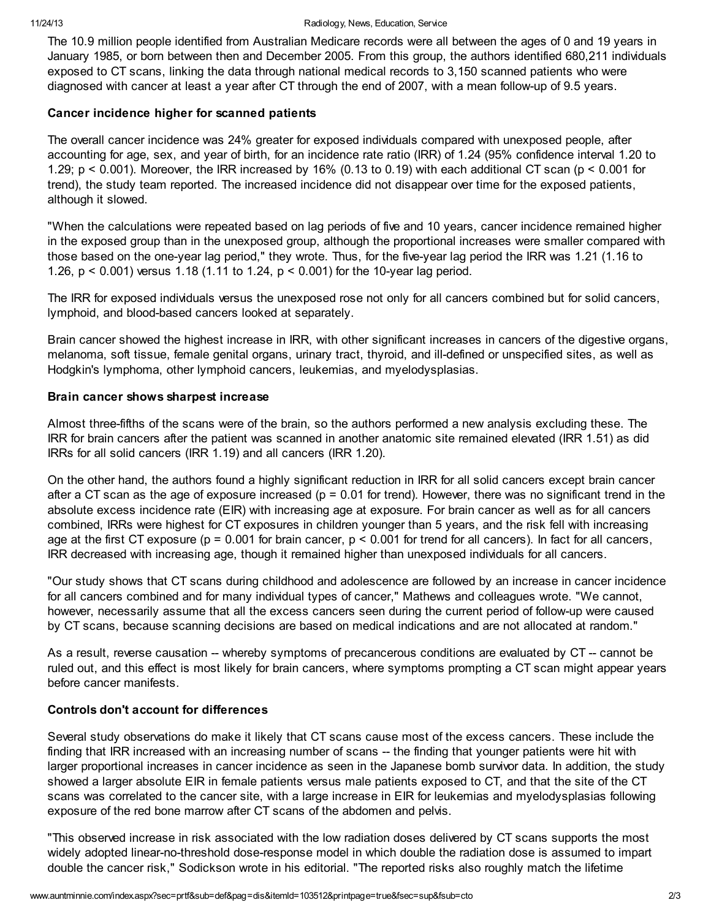The 10.9 million people identified from Australian Medicare records were all between the ages of 0 and 19 years in January 1985, or born between then and December 2005. From this group, the authors identified 680,211 individuals exposed to CT scans, linking the data through national medical records to 3,150 scanned patients who were diagnosed with cancer at least a year after CT through the end of 2007, with a mean follow-up of 9.5 years.

### Cancer incidence higher for scanned patients

The overall cancer incidence was 24% greater for exposed individuals compared with unexposed people, after accounting for age, sex, and year of birth, for an incidence rate ratio (IRR) of 1.24 (95% confidence interval 1.20 to 1.29; $p < 0.001$). Moreover, the IRR increased by 16% (0.13 to 0.19) with each additional CT scan ($p < 0.001$ for trend), the study team reported. The increased incidence did not disappear over time for the exposed patients, although it slowed.

"When the calculations were repeated based on lag periods of five and 10 years, cancer incidence remained higher in the exposed group than in the unexposed group, although the proportional increases were smaller compared with those based on the one-year lag period," they wrote. Thus, for the five-year lag period the IRR was 1.21 (1.16 to 1.26, $p < 0.001$) versus 1.18 (1.11 to 1.24, $p < 0.001$) for the 10-year lag period.

The IRR for exposed individuals versus the unexposed rose not only for all cancers combined but for solid cancers, lymphoid, and blood-based cancers looked at separately.

Brain cancer showed the highest increase in IRR, with other significant increases in cancers of the digestive organs, melanoma, soft tissue, female genital organs, urinary tract, thyroid, and ill-defined or unspecified sites, as well as Hodgkin's lymphoma, other lymphoid cancers, leukemias, and myelodysplasias.

### Brain cancer shows sharpest increase

Almost three-fifths of the scans were of the brain, so the authors performed a new analysis excluding these. The IRR for brain cancers after the patient was scanned in another anatomic site remained elevated (IRR 1.51) as did IRRs for all solid cancers (IRR 1.19) and all cancers (IRR 1.20).

On the other hand, the authors found a highly significant reduction in IRR for all solid cancers except brain cancer after a CT scan as the age of exposure increased ($p = 0.01$ for trend). However, there was no significant trend in the absolute excess incidence rate (EIR) with increasing age at exposure. For brain cancer as well as for all cancers combined, IRRs were highest for CT exposures in children younger than 5 years, and the risk fell with increasing age at the first CT exposure ($p = 0.001$ for brain cancer, $p < 0.001$ for trend for all cancers). In fact for all cancers, IRR decreased with increasing age, though it remained higher than unexposed individuals for all cancers.

"Our study shows that CT scans during childhood and adolescence are followed by an increase in cancer incidence for all cancers combined and for many individual types of cancer," Mathews and colleagues wrote. "We cannot, however, necessarily assume that all the excess cancers seen during the current period of follow-up were caused by CT scans, because scanning decisions are based on medical indications and are not allocated at random."

As a result, reverse causation -- whereby symptoms of precancerous conditions are evaluated by CT -- cannot be ruled out, and this effect is most likely for brain cancers, where symptoms prompting a CT scan might appear years before cancer manifests.

### Controls don't account for differences

Several study observations do make it likely that CT scans cause most of the excess cancers. These include the finding that IRR increased with an increasing number of scans -- the finding that younger patients were hit with larger proportional increases in cancer incidence as seen in the Japanese bomb survivor data. In addition, the study showed a larger absolute EIR in female patients versus male patients exposed to CT, and that the site of the CT scans was correlated to the cancer site, with a large increase in EIR for leukemias and myelodysplasias following exposure of the red bone marrow after CT scans of the abdomen and pelvis.

"This observed increase in risk associated with the low radiation doses delivered by CT scans supports the most widely adopted linear-no-threshold dose-response model in which double the radiation dose is assumed to impart double the cancer risk," Sodickson wrote in his editorial. "The reported risks also roughly match the lifetime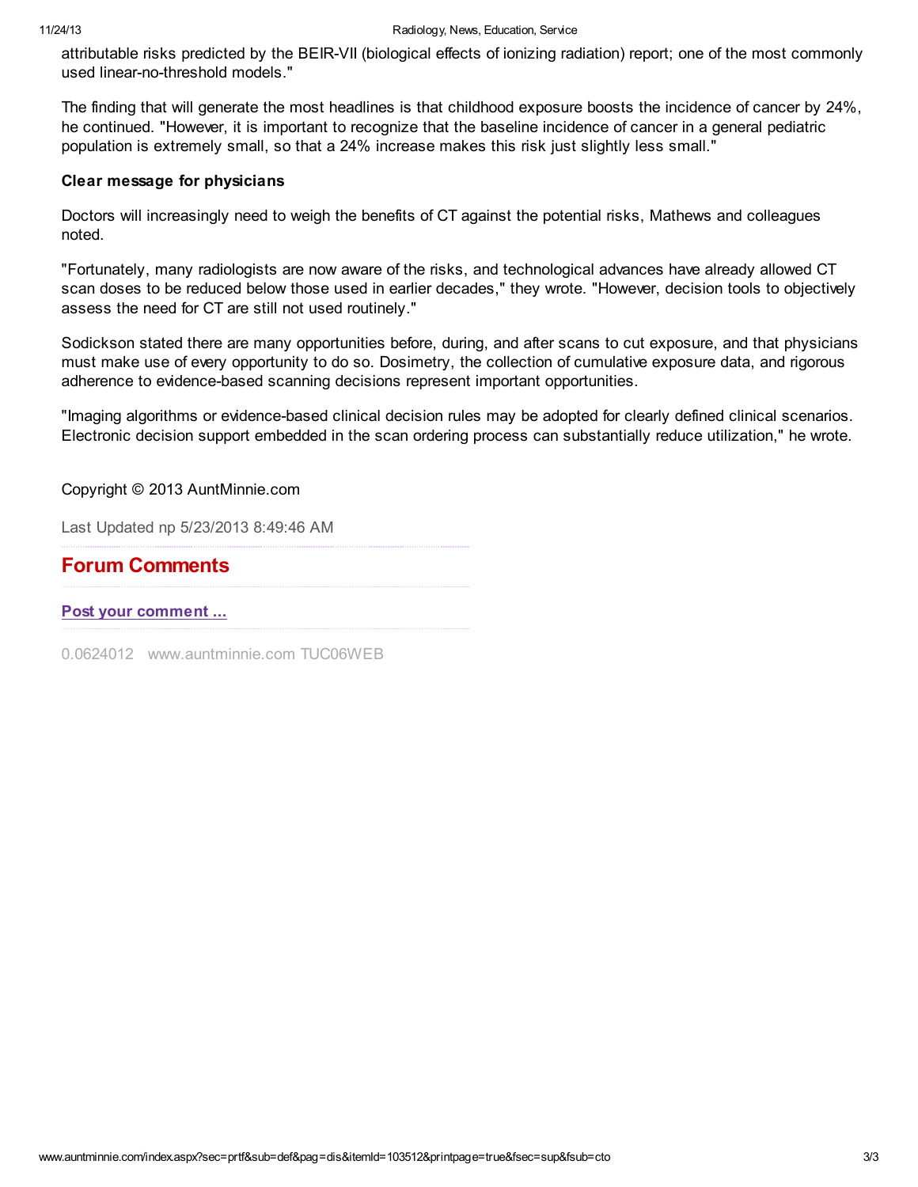attributable risks predicted by the BEIR-VII (biological effects of ionizing radiation) report; one of the most commonly used linear-no-threshold models."

The finding that will generate the most headlines is that childhood exposure boosts the incidence of cancer by 24%, he continued. "However, it is important to recognize that the baseline incidence of cancer in a general pediatric population is extremely small, so that a 24% increase makes this risk just slightly less small."

**Clear message for physicians**

Doctors will increasingly need to weigh the benefits of CT against the potential risks, Mathews and colleagues noted.

"Fortunately, many radiologists are now aware of the risks, and technological advances have already allowed CT scan doses to be reduced below those used in earlier decades," they wrote. "However, decision tools to objectively assess the need for CT are still not used routinely."

Sodickson stated there are many opportunities before, during, and after scans to cut exposure, and that physicians must make use of every opportunity to do so. Dosimetry, the collection of cumulative exposure data, and rigorous adherence to evidence-based scanning decisions represent important opportunities.

"Imaging algorithms or evidence-based clinical decision rules may be adopted for clearly defined clinical scenarios. Electronic decision support embedded in the scan ordering process can substantially reduce utilization," he wrote.

Copyright © 2013 AuntMinnie.com

Last Updated np 5/23/2013 8:49:46 AM

## Forum Comments

**Post your comment ...**

0.0624012 www.auntminnie.com TUC06WEB